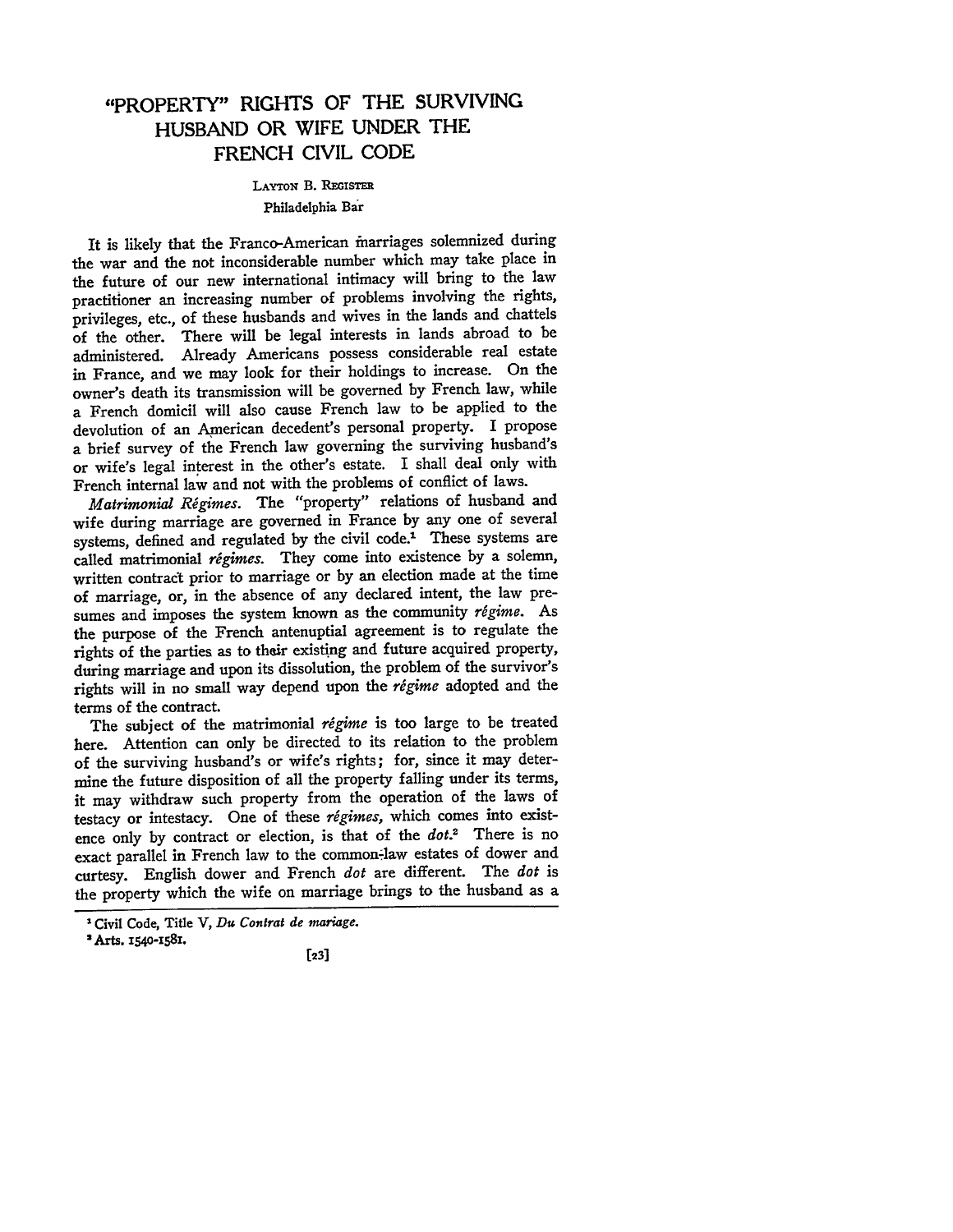# "PROPERTY" RIGHTS OF THE SURVIVING HUSBAND OR WIFE UNDER THE FRENCH CIVIL CODE

LAYTON B. REGISTER

Philadelphia Bar

It is likely that the Franco-American marriages solemnized during the war and the not inconsiderable number which may take place in the future of our new international intimacy will bring to the law practitioner an increasing number of problems involving the rights, privileges, etc., of these husbands and wives in the lands and chattels of the other. There will be legal interests in lands abroad to be administered. Already Americans possess considerable real estate in France, and we may look for their holdings to increase. On the owner's death its transmission will be governed by French law, while a French domicil will also cause French law to be applied to the devolution of an American decedent's personal property. I propose a brief survey of the French law governing the surviving husband's or wife's legal interest in the other's estate. I shall deal only with French internal law and not with the problems of conflict of laws.

*Matrimonial Régimes.* The "property" relations of husband and wife during marriage are governed in France by any one of several systems, defined and regulated by the civil code.[1] These systems are called matrimonial *régimes*. They come into existence by a solemn, written contract prior to marriage or by an election made at the time of marriage, or, in the absence of any declared intent, the law presumes and imposes the system known as the community *régime*. As the purpose of the French antenuptial agreement is to regulate the rights of the parties as to their existing and future acquired property, during marriage and upon its dissolution, the problem of the survivor's rights will in no small way depend upon the *régime* adopted and the terms of the contract.

The subject of the matrimonial *régime* is too large to be treated here. Attention can only be directed to its relation to the problem of the surviving husband's or wife's rights; for, since it may determine the future disposition of all the property falling under its terms, it may withdraw such property from the operation of the laws of testacy or intestacy. One of these *régimes*, which comes into existence only by contract or election, is that of the *dot*.[2] There is no exact parallel in French law to the common-law estates of dower and curtesy. English dower and French *dot* are different. The *dot* is the property which the wife on marriage brings to the husband as a

---

[1] Civil Code, Title V, *Du Contrat de mariage.*

[2] Arts. 1540-1581.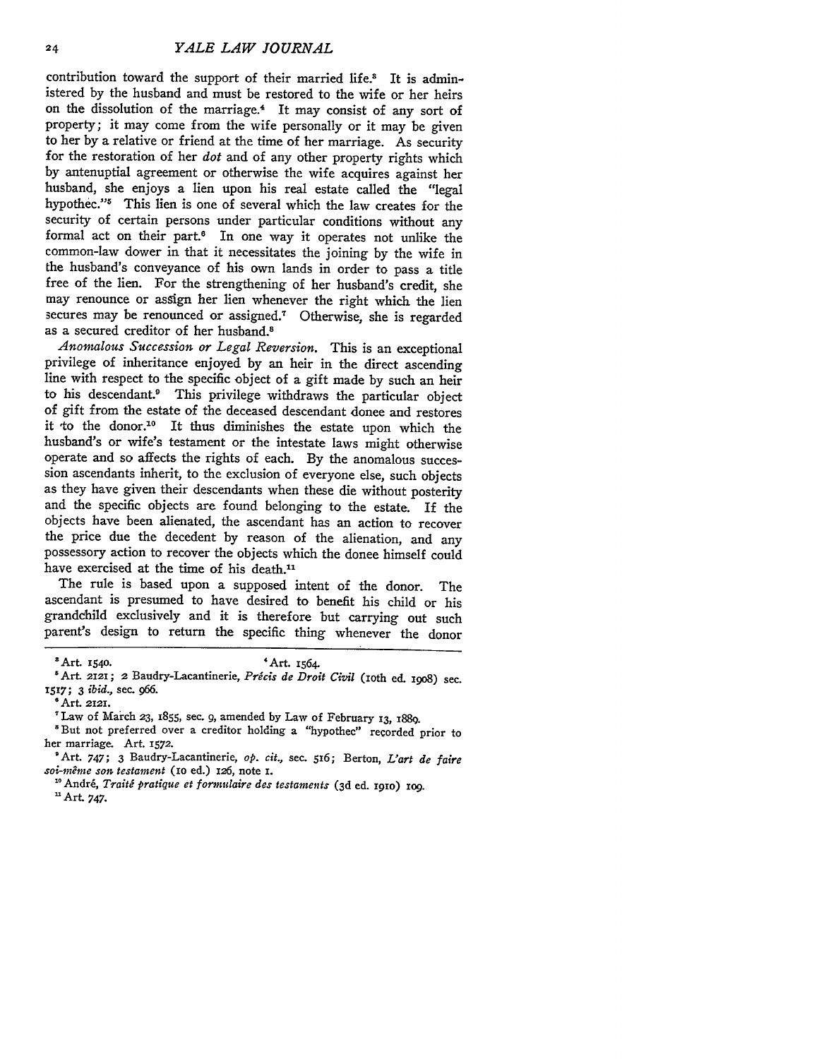contribution toward the support of their married life.[3] It is administered by the husband and must be restored to the wife or her heirs on the dissolution of the marriage.[4] It may consist of any sort of property; it may come from the wife personally or it may be given to her by a relative or friend at the time of her marriage. As security for the restoration of her *dot* and of any other property rights which by antenuptial agreement or otherwise the wife acquires against her husband, she enjoys a lien upon his real estate called the "legal hypothec."[5] This lien is one of several which the law creates for the security of certain persons under particular conditions without any formal act on their part.[6] In one way it operates not unlike the common-law dower in that it necessitates the joining by the wife in the husband's conveyance of his own lands in order to pass a title free of the lien. For the strengthening of her husband's credit, she may renounce or assign her lien whenever the right which the lien secures may be renounced or assigned.[7] Otherwise, she is regarded as a secured creditor of her husband.[8]

*Anomalous Succession or Legal Reversion.* This is an exceptional privilege of inheritance enjoyed by an heir in the direct ascending line with respect to the specific object of a gift made by such an heir to his descendant.[9] This privilege withdraws the particular object of gift from the estate of the deceased descendant donee and restores it to the donor.[10] It thus diminishes the estate upon which the husband's or wife's testament or the intestate laws might otherwise operate and so affects the rights of each. By the anomalous succession ascendants inherit, to the exclusion of everyone else, such objects as they have given their descendants when these die without posterity and the specific objects are found belonging to the estate. If the objects have been alienated, the ascendant has an action to recover the price due the decedent by reason of the alienation, and any possessory action to recover the objects which the donee himself could have exercised at the time of his death.[11]

The rule is based upon a supposed intent of the donor. The ascendant is presumed to have desired to benefit his child or his grandchild exclusively and it is therefore but carrying out such parent's design to return the specific thing whenever the donor

---

[3] Art. 1540.

[4] Art. 1564.

[5] Art. 2121; 2 Baudry-Lacantinerie, *Précis de Droit Civil* (10th ed. 1908) sec. 1517; 3 *ibid.*, sec. 966.

[6] Art. 2121.

[7] Law of March 23, 1855, sec. 9, amended by Law of February 13, 1889.

[8] But not preferred over a creditor holding a "hypothec" recorded prior to her marriage. Art. 1572.

[9] Art. 747; 3 Baudry-Lacantinerie, *op. cit.*, sec. 516; Berton, *L'art de faire soi-même son testament* (10 ed.) 126, note 1.

[10] André, *Traité pratique et formulaire des testaments* (3d ed. 1910) 109.

[11] Art. 747.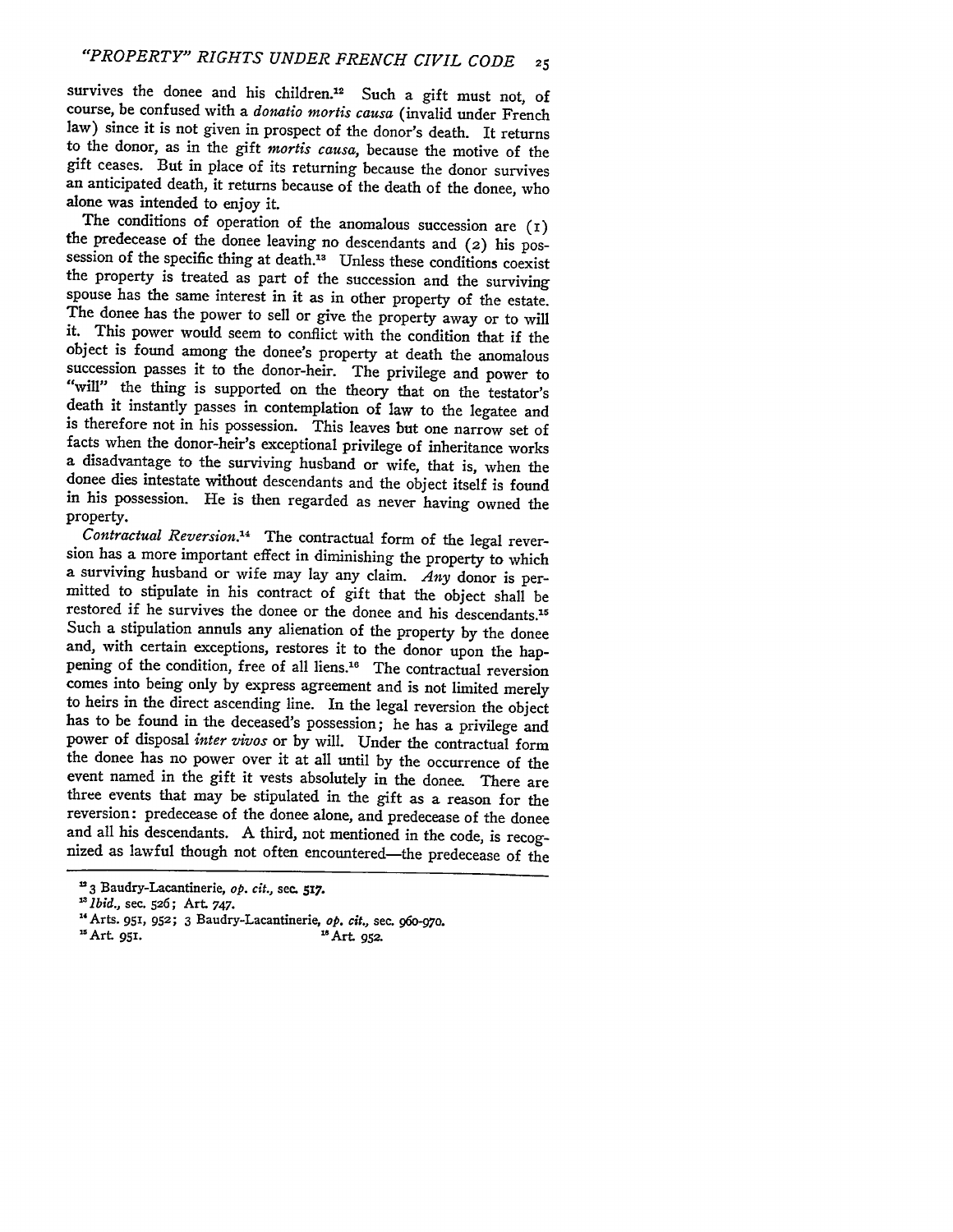survives the donee and his children.[12] Such a gift must not, of course, be confused with a *donatio mortis causa* (invalid under French law) since it is not given in prospect of the donor's death. It returns to the donor, as in the gift *mortis causa*, because the motive of the gift ceases. But in place of its returning because the donor survives an anticipated death, it returns because of the death of the donee, who alone was intended to enjoy it.

The conditions of operation of the anomalous succession are (1) the predecease of the donee leaving no descendants and (2) his possession of the specific thing at death.[13] Unless these conditions coexist the property is treated as part of the succession and the surviving spouse has the same interest in it as in other property of the estate. The donee has the power to sell or give the property away or to will it. This power would seem to conflict with the condition that if the object is found among the donee's property at death the anomalous succession passes it to the donor-heir. The privilege and power to "will" the thing is supported on the theory that on the testator's death it instantly passes in contemplation of law to the legatee and is therefore not in his possession. This leaves but one narrow set of facts when the donor-heir's exceptional privilege of inheritance works a disadvantage to the surviving husband or wife, that is, when the donee dies intestate without descendants and the object itself is found in his possession. He is then regarded as never having owned the property.

*Contractual Reversion.*[14] The contractual form of the legal reversion has a more important effect in diminishing the property to which a surviving husband or wife may lay any claim. *Any* donor is permitted to stipulate in his contract of gift that the object shall be restored if he survives the donee or the donee and his descendants.[15] Such a stipulation annuls any alienation of the property by the donee and, with certain exceptions, restores it to the donor upon the happening of the condition, free of all liens.[16] The contractual reversion comes into being only by express agreement and is not limited merely to heirs in the direct ascending line. In the legal reversion the object has to be found in the deceased's possession; he has a privilege and power of disposal *inter vivos* or by will. Under the contractual form the donee has no power over it at all until by the occurrence of the event named in the gift it vests absolutely in the donee. There are three events that may be stipulated in the gift as a reason for the reversion: predecease of the donee alone, and predecease of the donee and all his descendants. A third, not mentioned in the code, is recognized as lawful though not often encountered—the predecease of the

---

[12] 3 Baudry-Lacantinerie, *op. cit.*, sec. 517.

[13] *Ibid.*, sec. 526; Art. 747.

[14] Arts. 951, 952; 3 Baudry-Lacantinerie, *op. cit.*, sec. 960-970.

[15] Art. 951.

[16] Art. 952.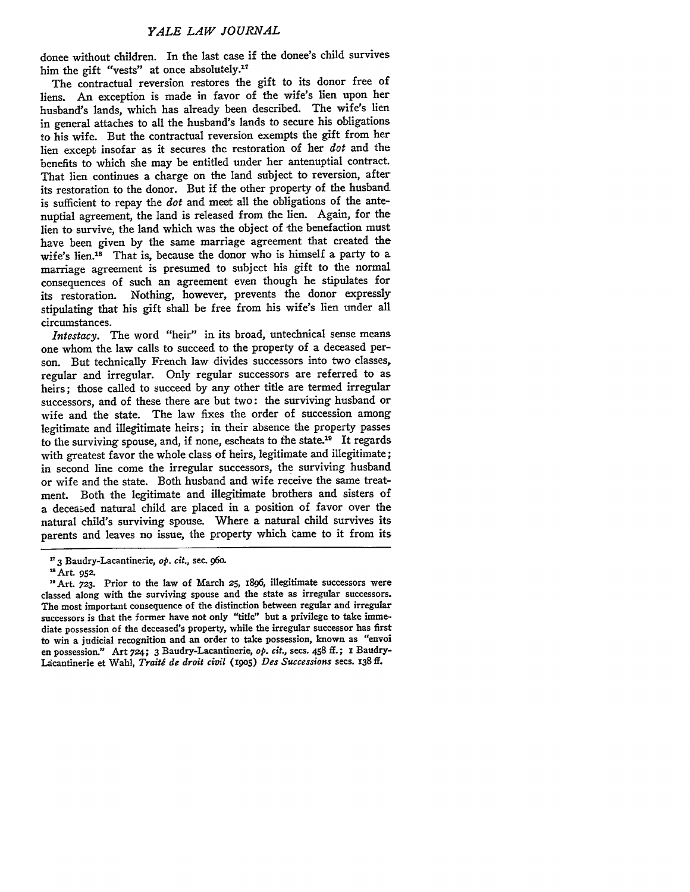donee without children. In the last case if the donee's child survives him the gift "vests" at once absolutely.[17]

The contractual reversion restores the gift to its donor free of liens. An exception is made in favor of the wife's lien upon her husband's lands, which has already been described. The wife's lien in general attaches to all the husband's lands to secure his obligations to his wife. But the contractual reversion exempts the gift from her lien except insofar as it secures the restoration of her *dot* and the benefits to which she may be entitled under her antenuptial contract. That lien continues a charge on the land subject to reversion, after its restoration to the donor. But if the other property of the husband is sufficient to repay the *dot* and meet all the obligations of the antenuptial agreement, the land is released from the lien. Again, for the lien to survive, the land which was the object of the benefaction must have been given by the same marriage agreement that created the wife's lien.[18] That is, because the donor who is himself a party to a marriage agreement is presumed to subject his gift to the normal consequences of such an agreement even though he stipulates for its restoration. Nothing, however, prevents the donor expressly stipulating that his gift shall be free from his wife's lien under all circumstances.

*Intestacy.* The word "heir" in its broad, untechnical sense means one whom the law calls to succeed to the property of a deceased person. But technically French law divides successors into two classes, regular and irregular. Only regular successors are referred to as heirs; those called to succeed by any other title are termed irregular successors, and of these there are but two: the surviving husband or wife and the state. The law fixes the order of succession among legitimate and illegitimate heirs; in their absence the property passes to the surviving spouse, and, if none, escheats to the state.[19] It regards with greatest favor the whole class of heirs, legitimate and illegitimate; in second line come the irregular successors, the surviving husband or wife and the state. Both husband and wife receive the same treatment. Both the legitimate and illegitimate brothers and sisters of a deceased natural child are placed in a position of favor over the natural child's surviving spouse. Where a natural child survives its parents and leaves no issue, the property which came to it from its

---

[17] 3 Baudry-Lacantinerie, *op. cit.*, sec. 960.

[18] Art. 952.

[19] Art. 723. Prior to the law of March 25, 1896, illegitimate successors were classed along with the surviving spouse and the state as irregular successors. The most important consequence of the distinction between regular and irregular successors is that the former have not only "title" but a privilege to take immediate possession of the deceased's property, while the irregular successor has first to win a judicial recognition and an order to take possession, known as "envoi en possession." Art 724; 3 Baudry-Lacantinerie, *op. cit.*, secs. 458 ff.; 1 Baudry-Lacantinerie et Wahl, *Traité de droit civil* (1905) *Des Successions* secs. 138 ff.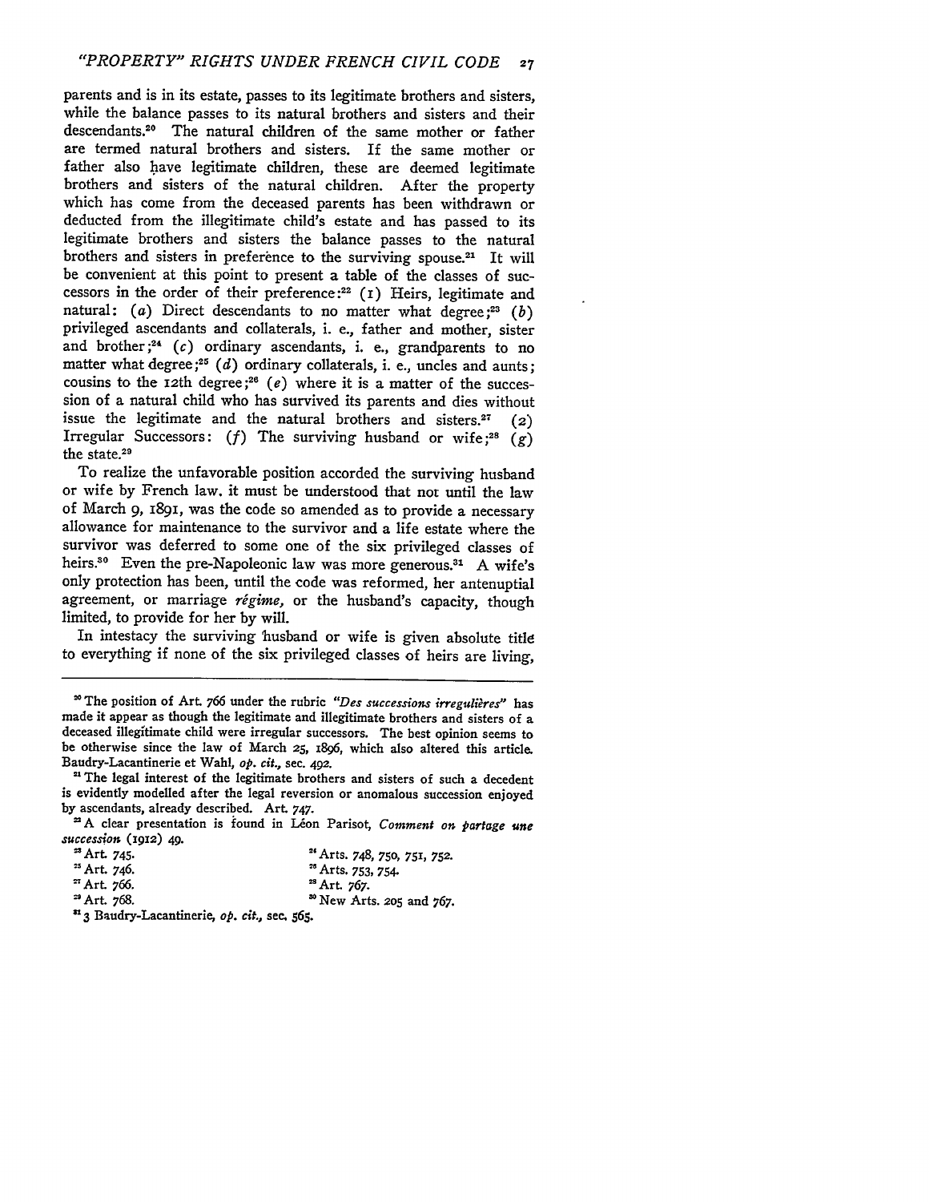parents and is in its estate, passes to its legitimate brothers and sisters, while the balance passes to its natural brothers and sisters and their descendants.[20] The natural children of the same mother or father are termed natural brothers and sisters. If the same mother or father also have legitimate children, these are deemed legitimate brothers and sisters of the natural children. After the property which has come from the deceased parents has been withdrawn or deducted from the illegitimate child's estate and has passed to its legitimate brothers and sisters the balance passes to the natural brothers and sisters in preference to the surviving spouse.[21] It will be convenient at this point to present a table of the classes of successors in the order of their preference:[22] (1) Heirs, legitimate and natural: (*a*) Direct descendants to no matter what degree;[23] (*b*) privileged ascendants and collaterals, i. e., father and mother, sister and brother;[24] (*c*) ordinary ascendants, i. e., grandparents to no matter what degree;[25] (*d*) ordinary collaterals, i. e., uncles and aunts; cousins to the 12th degree;[26] (*e*) where it is a matter of the succession of a natural child who has survived its parents and dies without issue the legitimate and the natural brothers and sisters.[27] (2) Irregular Successors: (*f*) The surviving husband or wife;[28] (*g*) the state.[29]

To realize the unfavorable position accorded the surviving husband or wife by French law, it must be understood that not until the law of March 9, 1891, was the code so amended as to provide a necessary allowance for maintenance to the survivor and a life estate where the survivor was deferred to some one of the six privileged classes of heirs.[30] Even the pre-Napoleonic law was more generous.[31] A wife's only protection has been, until the code was reformed, her antenuptial agreement, or marriage *régime*, or the husband's capacity, though limited, to provide for her by will.

In intestacy the surviving husband or wife is given absolute title to everything if none of the six privileged classes of heirs are living,

---

[20] The position of Art. 766 under the rubric "*Des successions irregulières*" has made it appear as though the legitimate and illegitimate brothers and sisters of a deceased illegitimate child were irregular successors. The best opinion seems to be otherwise since the law of March 25, 1896, which also altered this article. Baudry-Lacantinerie et Wahl, *op. cit.*, sec. 492.

[21] The legal interest of the legitimate brothers and sisters of such a decedent is evidently modelled after the legal reversion or anomalous succession enjoyed by ascendants, already described. Art. 747.

[22] A clear presentation is found in Léon Parisot, *Comment on partage une succession* (1912) 49.

[23] Art. 745.

[24] Arts. 748, 750, 751, 752.

[25] Art. 746.

[26] Arts. 753, 754.

[27] Art. 766.

[28] Art. 767.

[29] Art. 768.

[30] New Arts. 205 and 767.

[31] 3 Baudry-Lacantinerie, *op. cit.*, sec. 565.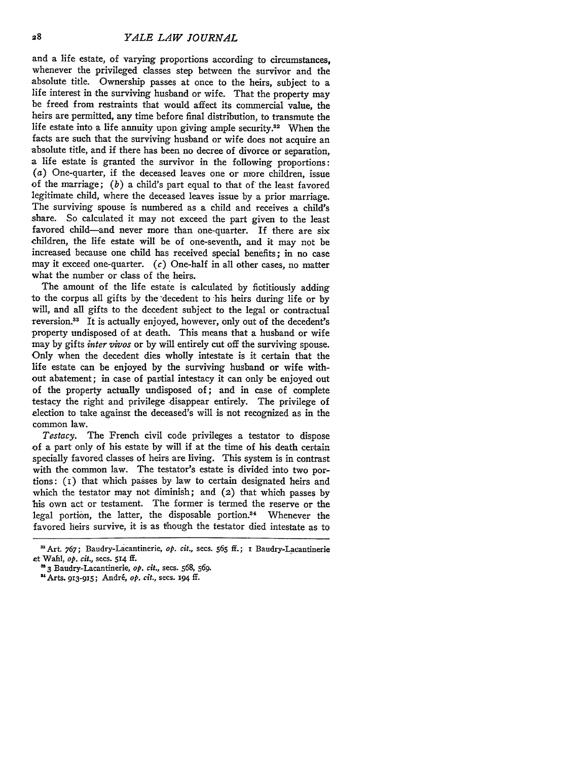and a life estate, of varying proportions according to circumstances, whenever the privileged classes step between the survivor and the absolute title. Ownership passes at once to the heirs, subject to a life interest in the surviving husband or wife. That the property may be freed from restraints that would affect its commercial value, the heirs are permitted, any time before final distribution, to transmute the life estate into a life annuity upon giving ample security.[32] When the facts are such that the surviving husband or wife does not acquire an absolute title, and if there has been no decree of divorce or separation, a life estate is granted the survivor in the following proportions: (*a*) One-quarter, if the deceased leaves one or more children, issue of the marriage; (*b*) a child's part equal to that of the least favored legitimate child, where the deceased leaves issue by a prior marriage. The surviving spouse is numbered as a child and receives a child's share. So calculated it may not exceed the part given to the least favored child—and never more than one-quarter. If there are six children, the life estate will be of one-seventh, and it may not be increased because one child has received special benefits; in no case may it exceed one-quarter. (*c*) One-half in all other cases, no matter what the number or class of the heirs.

The amount of the life estate is calculated by fictitiously adding to the corpus all gifts by the decedent to his heirs during life or by will, and all gifts to the decedent subject to the legal or contractual reversion.[33] It is actually enjoyed, however, only out of the decedent's property undisposed of at death. This means that a husband or wife may by gifts *inter vivos* or by will entirely cut off the surviving spouse. Only when the decedent dies wholly intestate is it certain that the life estate can be enjoyed by the surviving husband or wife without abatement; in case of partial intestacy it can only be enjoyed out of the property actually undisposed of; and in case of complete testacy the right and privilege disappear entirely. The privilege of election to take against the deceased's will is not recognized as in the common law.

*Testacy.* The French civil code privileges a testator to dispose of a part only of his estate by will if at the time of his death certain specially favored classes of heirs are living. This system is in contrast with the common law. The testator's estate is divided into two portions: (1) that which passes by law to certain designated heirs and which the testator may not diminish; and (2) that which passes by his own act or testament. The former is termed the reserve or the legal portion, the latter, the disposable portion.[34] Whenever the favored heirs survive, it is as though the testator died intestate as to

[32] Art. 767; Baudry-Lacantinerie, *op. cit.*, secs. 565 ff.; 1 Baudry-Lacantinerie et Wahl, *op. cit.*, secs. 514 ff.

[33] 3 Baudry-Lacantinerie, *op. cit.*, secs. 568, 569.

[34] Arts. 913-915; André, *op. cit.*, secs. 194 ff.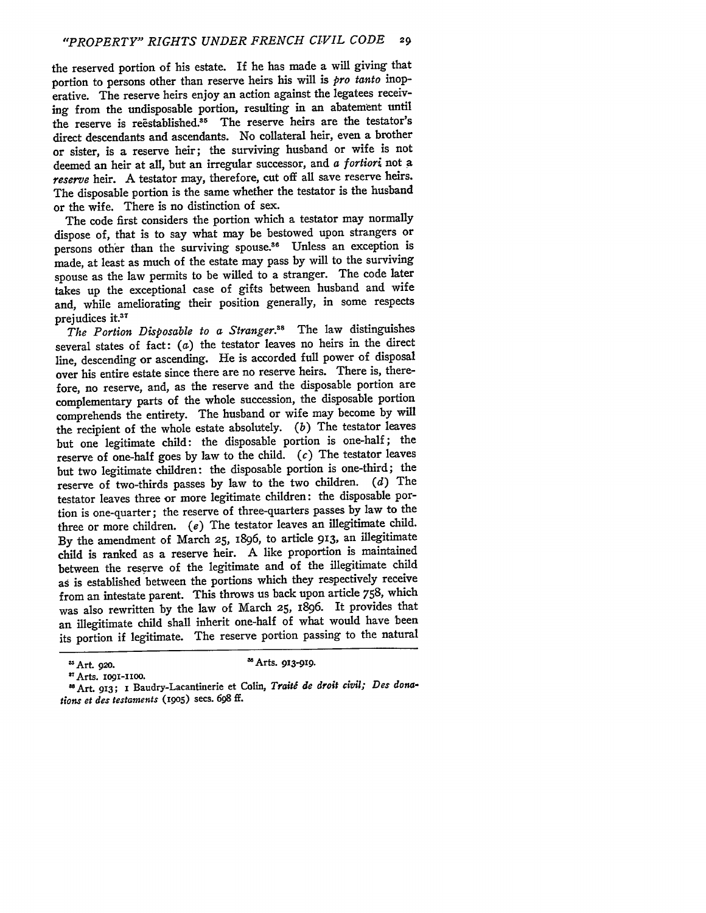the reserved portion of his estate. If he has made a will giving that portion to persons other than reserve heirs his will is *pro tanto* inoperative. The reserve heirs enjoy an action against the legatees receiving from the undisposable portion, resulting in an abatement until the reserve is reëstablished.[35] The reserve heirs are the testator's direct descendants and ascendants. No collateral heir, even a brother or sister, is a reserve heir; the surviving husband or wife is not deemed an heir at all, but an irregular successor, and *a fortiori* not a *reserve* heir. A testator may, therefore, cut off all save reserve heirs. The disposable portion is the same whether the testator is the husband or the wife. There is no distinction of sex.

The code first considers the portion which a testator may normally dispose of, that is to say what may be bestowed upon strangers or persons other than the surviving spouse.[36] Unless an exception is made, at least as much of the estate may pass by will to the surviving spouse as the law permits to be willed to a stranger. The code later takes up the exceptional case of gifts between husband and wife and, while ameliorating their position generally, in some respects prejudices it.[37]

*The Portion Disposable to a Stranger.*[38] The law distinguishes several states of fact: (*a*) the testator leaves no heirs in the direct line, descending or ascending. He is accorded full power of disposal over his entire estate since there are no reserve heirs. There is, therefore, no reserve, and, as the reserve and the disposable portion are complementary parts of the whole succession, the disposable portion comprehends the entirety. The husband or wife may become by will the recipient of the whole estate absolutely. (*b*) The testator leaves but one legitimate child: the disposable portion is one-half; the reserve of one-half goes by law to the child. (*c*) The testator leaves but two legitimate children: the disposable portion is one-third; the reserve of two-thirds passes by law to the two children. (*d*) The testator leaves three or more legitimate children: the disposable portion is one-quarter; the reserve of three-quarters passes by law to the three or more children. (*e*) The testator leaves an illegitimate child. By the amendment of March 25, 1896, to article 913, an illegitimate child is ranked as a reserve heir. A like proportion is maintained between the reserve of the legitimate and of the illegitimate child as is established between the portions which they respectively receive from an intestate parent. This throws us back upon article 758, which was also rewritten by the law of March 25, 1896. It provides that an illegitimate child shall inherit one-half of what would have been its portion if legitimate. The reserve portion passing to the natural

---

[35] Art. 920.

[36] Arts. 913-919.

[37] Arts. 1091-1100.

[38] Art. 913; 1 Baudry-Lacantinerie et Colin, *Traité de droit civil; Des donations et des testaments* (1905) secs. 698 ff.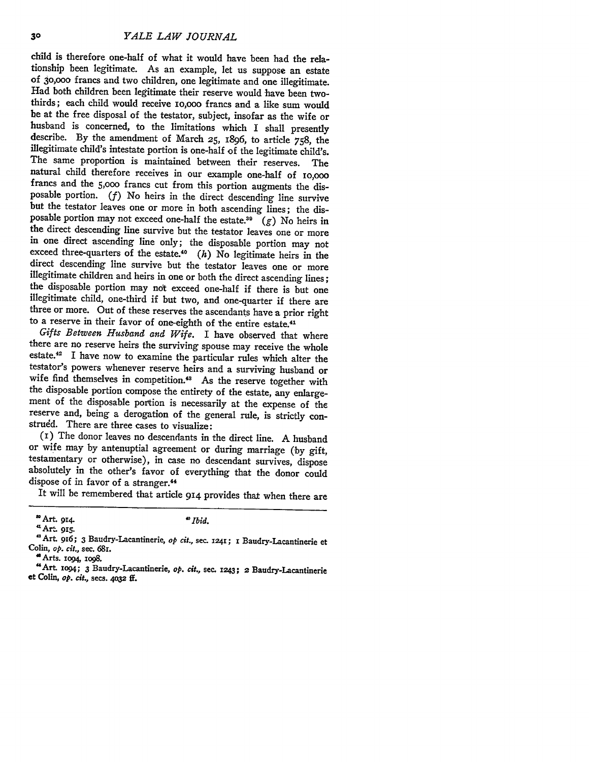child is therefore one-half of what it would have been had the relationship been legitimate. As an example, let us suppose an estate of 30,000 francs and two children, one legitimate and one illegitimate. Had both children been legitimate their reserve would have been two-thirds; each child would receive 10,000 francs and a like sum would be at the free disposal of the testator, subject, insofar as the wife or husband is concerned, to the limitations which I shall presently describe. By the amendment of March 25, 1896, to article 758, the illegitimate child's intestate portion is one-half of the legitimate child's. The same proportion is maintained between their reserves. The natural child therefore receives in our example one-half of 10,000 francs and the 5,000 francs cut from this portion augments the disposable portion. (*f*) No heirs in the direct descending line survive but the testator leaves one or more in both ascending lines; the disposable portion may not exceed one-half the estate.[39] (*g*) No heirs in the direct descending line survive but the testator leaves one or more in one direct ascending line only; the disposable portion may not exceed three-quarters of the estate.[40] (*h*) No legitimate heirs in the direct descending line survive but the testator leaves one or more illegitimate children and heirs in one or both the direct ascending lines; the disposable portion may not exceed one-half if there is but one illegitimate child, one-third if but two, and one-quarter if there are three or more. Out of these reserves the ascendants have a prior right to a reserve in their favor of one-eighth of the entire estate.[41]

*Gifts Between Husband and Wife.* I have observed that where there are no reserve heirs the surviving spouse may receive the whole estate.[42] I have now to examine the particular rules which alter the testator's powers whenever reserve heirs and a surviving husband or wife find themselves in competition.[43] As the reserve together with the disposable portion compose the entirety of the estate, any enlargement of the disposable portion is necessarily at the expense of the reserve and, being a derogation of the general rule, is strictly construed. There are three cases to visualize:

(1) The donor leaves no descendants in the direct line. A husband or wife may by antenuptial agreement or during marriage (by gift, testamentary or otherwise), in case no descendant survives, dispose absolutely in the other's favor of everything that the donor could dispose of in favor of a stranger.[44]

It will be remembered that article 914 provides that when there are

---

[39] Art. 914.

[40] *Ibid.*

[41] Art. 915.

[42] Art. 916; 3 Baudry-Lacantinerie, *op cit.*, sec. 1241; 1 Baudry-Lacantinerie et Colin, *op. cit.*, sec. 681.

[43] Arts. 1094, 1098.

[44] Art. 1094; 3 Baudry-Lacantinerie, *op. cit.*, sec. 1243; 2 Baudry-Lacantinerie et Colin, *op. cit.*, secs. 4032 ff.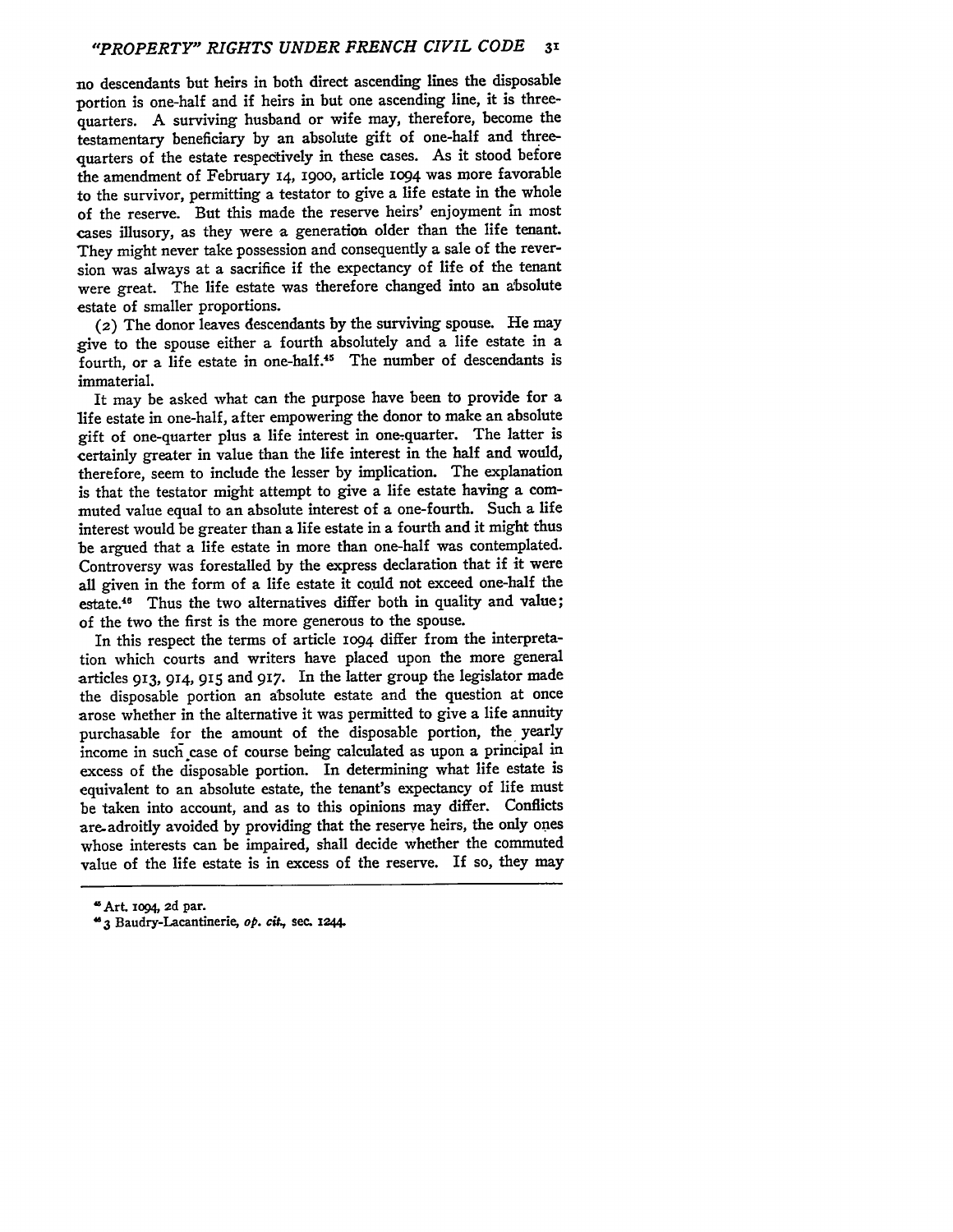no descendants but heirs in both direct ascending lines the disposable portion is one-half and if heirs in but one ascending line, it is three-quarters. A surviving husband or wife may, therefore, become the testamentary beneficiary by an absolute gift of one-half and three-quarters of the estate respectively in these cases. As it stood before the amendment of February 14, 1900, article 1094 was more favorable to the survivor, permitting a testator to give a life estate in the whole of the reserve. But this made the reserve heirs' enjoyment in most cases illusory, as they were a generation older than the life tenant. They might never take possession and consequently a sale of the reversion was always at a sacrifice if the expectancy of life of the tenant were great. The life estate was therefore changed into an absolute estate of smaller proportions.

(2) The donor leaves descendants by the surviving spouse. He may give to the spouse either a fourth absolutely and a life estate in a fourth, or a life estate in one-half.[45] The number of descendants is immaterial.

It may be asked what can the purpose have been to provide for a life estate in one-half, after empowering the donor to make an absolute gift of one-quarter plus a life interest in one-quarter. The latter is certainly greater in value than the life interest in the half and would, therefore, seem to include the lesser by implication. The explanation is that the testator might attempt to give a life estate having a commuted value equal to an absolute interest of a one-fourth. Such a life interest would be greater than a life estate in a fourth and it might thus be argued that a life estate in more than one-half was contemplated. Controversy was forestalled by the express declaration that if it were all given in the form of a life estate it could not exceed one-half the estate.[46] Thus the two alternatives differ both in quality and value; of the two the first is the more generous to the spouse.

In this respect the terms of article 1094 differ from the interpretation which courts and writers have placed upon the more general articles 913, 914, 915 and 917. In the latter group the legislator made the disposable portion an absolute estate and the question at once arose whether in the alternative it was permitted to give a life annuity purchasable for the amount of the disposable portion, the yearly income in such case of course being calculated as upon a principal in excess of the disposable portion. In determining what life estate is equivalent to an absolute estate, the tenant's expectancy of life must be taken into account, and as to this opinions may differ. Conflicts are adroitly avoided by providing that the reserve heirs, the only ones whose interests can be impaired, shall decide whether the commuted value of the life estate is in excess of the reserve. If so, they may

---

[45] Art. 1094, 2d par.

[46] 3 Baudry-Lacantinerie, *op. cit.*, sec. 1244.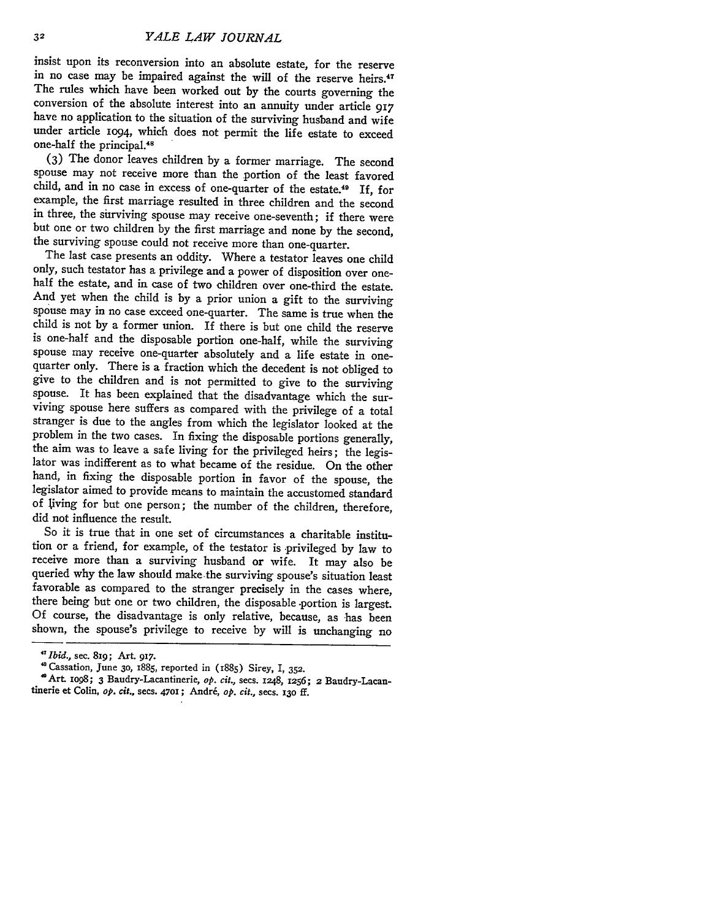insist upon its reconversion into an absolute estate, for the reserve in no case may be impaired against the will of the reserve heirs.[47] The rules which have been worked out by the courts governing the conversion of the absolute interest into an annuity under article 917 have no application to the situation of the surviving husband and wife under article 1094, which does not permit the life estate to exceed one-half the principal.[48]

(3) The donor leaves children by a former marriage. The second spouse may not receive more than the portion of the least favored child, and in no case in excess of one-quarter of the estate.[49] If, for example, the first marriage resulted in three children and the second in three, the surviving spouse may receive one-seventh; if there were but one or two children by the first marriage and none by the second, the surviving spouse could not receive more than one-quarter.

The last case presents an oddity. Where a testator leaves one child only, such testator has a privilege and a power of disposition over one-half the estate, and in case of two children over one-third the estate. And yet when the child is by a prior union a gift to the surviving spouse may in no case exceed one-quarter. The same is true when the child is not by a former union. If there is but one child the reserve is one-half and the disposable portion one-half, while the surviving spouse may receive one-quarter absolutely and a life estate in one-quarter only. There is a fraction which the decedent is not obliged to give to the children and is not permitted to give to the surviving spouse. It has been explained that the disadvantage which the surviving spouse here suffers as compared with the privilege of a total stranger is due to the angles from which the legislator looked at the problem in the two cases. In fixing the disposable portions generally, the aim was to leave a safe living for the privileged heirs; the legislator was indifferent as to what became of the residue. On the other hand, in fixing the disposable portion in favor of the spouse, the legislator aimed to provide means to maintain the accustomed standard of living for but one person; the number of the children, therefore, did not influence the result.

So it is true that in one set of circumstances a charitable institution or a friend, for example, of the testator is privileged by law to receive more than a surviving husband or wife. It may also be queried why the law should make the surviving spouse's situation least favorable as compared to the stranger precisely in the cases where, there being but one or two children, the disposable portion is largest. Of course, the disadvantage is only relative, because, as has been shown, the spouse's privilege to receive by will is unchanging no

---

[47] *Ibid.*, sec. 819; Art. 917.

[48] Cassation, June 30, 1885, reported in (1885) Sirey, I, 352.

[49] Art. 1098; 3 Baudry-Lacantinerie, *op. cit.*, secs. 1248, 1256; 2 Baudry-Lacantinerie et Colin, *op. cit.*, secs. 4701; André, *op. cit.*, secs. 130 ff.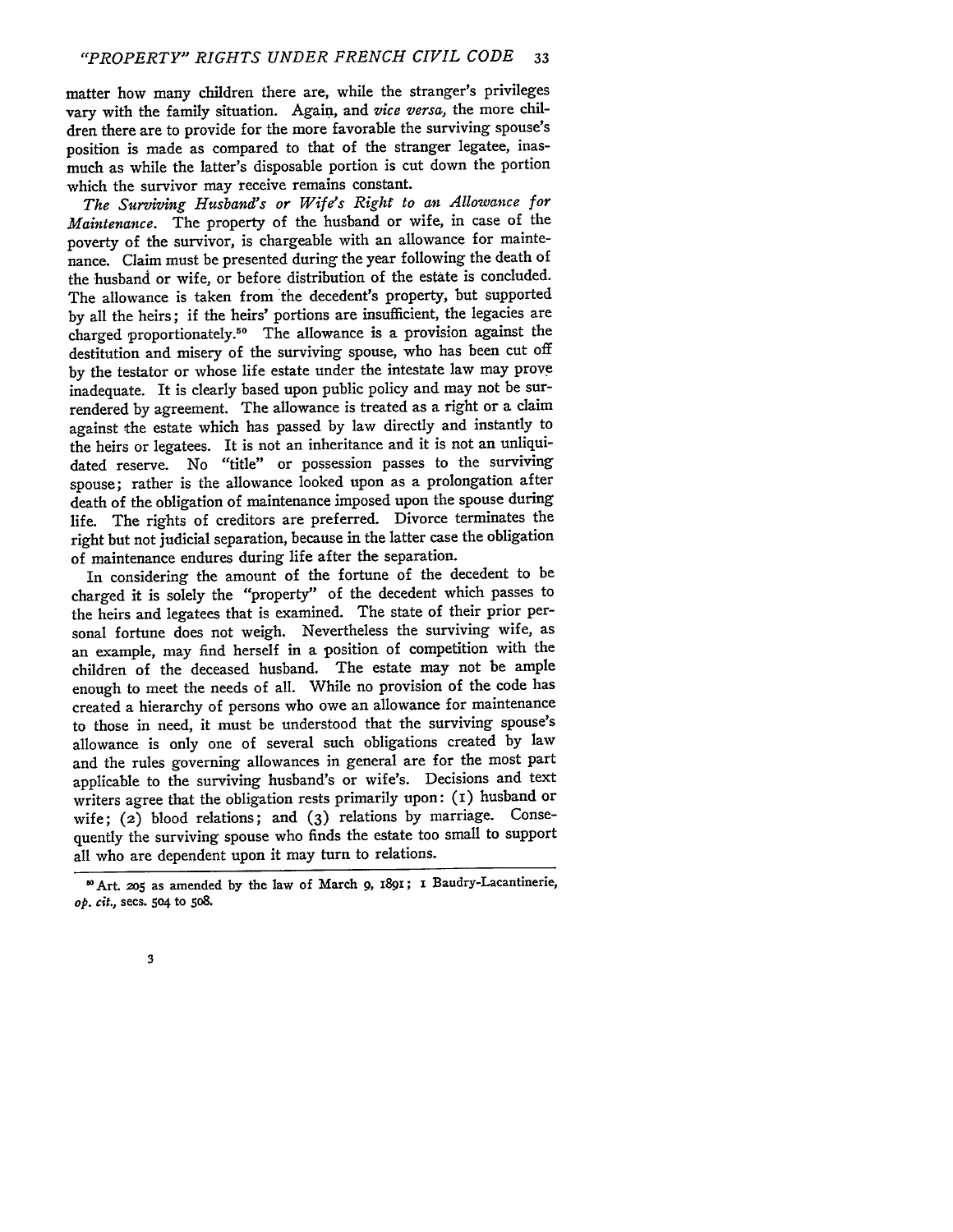matter how many children there are, while the stranger's privileges vary with the family situation. Again, and *vice versa,* the more children there are to provide for the more favorable the surviving spouse's position is made as compared to that of the stranger legatee, inasmuch as while the latter's disposable portion is cut down the portion which the survivor may receive remains constant.

*The Surviving Husband's or Wife's Right to an Allowance for Maintenance.* The property of the husband or wife, in case of the poverty of the survivor, is chargeable with an allowance for maintenance. Claim must be presented during the year following the death of the husband or wife, or before distribution of the estate is concluded. The allowance is taken from the decedent's property, but supported by all the heirs; if the heirs' portions are insufficient, the legacies are charged proportionately.[50] The allowance is a provision against the destitution and misery of the surviving spouse, who has been cut off by the testator or whose life estate under the intestate law may prove inadequate. It is clearly based upon public policy and may not be surrendered by agreement. The allowance is treated as a right or a claim against the estate which has passed by law directly and instantly to the heirs or legatees. It is not an inheritance and it is not an unliquidated reserve. No "title" or possession passes to the surviving spouse; rather is the allowance looked upon as a prolongation after death of the obligation of maintenance imposed upon the spouse during life. The rights of creditors are preferred. Divorce terminates the right but not judicial separation, because in the latter case the obligation of maintenance endures during life after the separation.

In considering the amount of the fortune of the decedent to be charged it is solely the "property" of the decedent which passes to the heirs and legatees that is examined. The state of their prior personal fortune does not weigh. Nevertheless the surviving wife, as an example, may find herself in a position of competition with the children of the deceased husband. The estate may not be ample enough to meet the needs of all. While no provision of the code has created a hierarchy of persons who owe an allowance for maintenance to those in need, it must be understood that the surviving spouse's allowance is only one of several such obligations created by law and the rules governing allowances in general are for the most part applicable to the surviving husband's or wife's. Decisions and text writers agree that the obligation rests primarily upon: (1) husband or wife; (2) blood relations; and (3) relations by marriage. Consequently the surviving spouse who finds the estate too small to support all who are dependent upon it may turn to relations.

---

[50] Art. 205 as amended by the law of March 9, 1891; 1 Baudry-Lacantinerie, *op. cit.,* secs. 504 to 508.